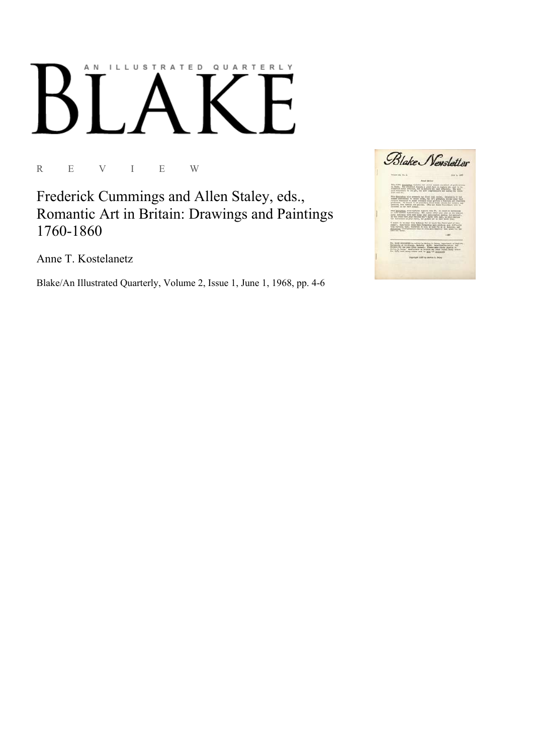AN ILLUSTRATED QUARTERLY

# BLAKE

R E V I E W

## Frederick Cummings and Allen Staley, eds., Romantic Art in Britain: Drawings and Paintings 1760-1860

Anne T. Kostelanetz

Blake/An Illustrated Quarterly, Volume 2, Issue 1, June 1, 1968, pp. 4-6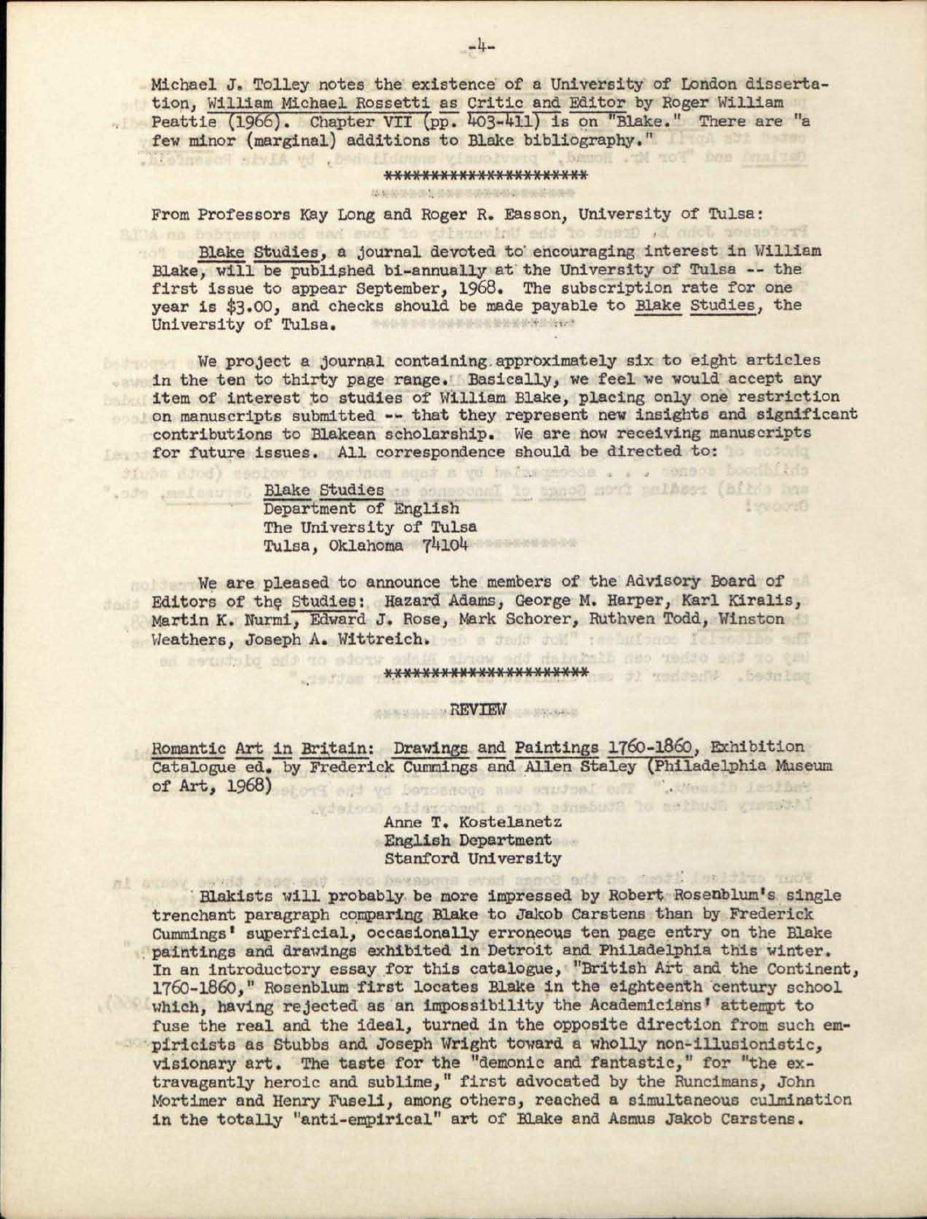Michael J. Tolley notes the existence of a University of London dissertation, William Michael Rossetti as Critic and Editor by Roger William Peattie (1966). Chapter VII (pp. 403-411) is on "Blake." There are "a few minor (marginal) additions to Blake bibliography."

*********************

From Professors Kay Long and Roger R. Easson, University of Tulsa:

Blake Studies, a journal devoted to encouraging interest in William Blake, will be published bi-annually at the University of Tulsa -- the first issue to appear September, 1968. The subscription rate for one year is $3.00, and checks should be made payable to Blake Studies, the University of Tulsa.

We project a journal containing approximately six to eight articles in the ten to thirty page range. Basically, we feel we would accept any item of interest to studies of William Blake, placing only one restriction on manuscripts submitted -- that they represent new insights and significant contributions to Blakean scholarship. We are now receiving manuscripts for future issues. All correspondence should be directed to:

Blake Studies
Department of English
The University of Tulsa
Tulsa, Oklahoma 74104

We are pleased to announce the members of the Advisory Board of Editors of the Studies: Hazard Adams, George M. Harper, Karl Kiralis, Martin K. Nurmi, Edward J. Rose, Mark Schorer, Ruthven Todd, Winston Weathers, Joseph A. Wittreich.

*********************

## REVIEW

Romantic Art in Britain: Drawings and Paintings 1760-1860, Exhibition Catalogue ed. by Frederick Cummings and Allen Staley (Philadelphia Museum of Art, 1968)

Anne T. Kostelanetz
English Department
Stanford University

Blakists will probably be more impressed by Robert Rosenblum's single trenchant paragraph comparing Blake to Jakob Carstens than by Frederick Cummings' superficial, occasionally erroneous ten page entry on the Blake paintings and drawings exhibited in Detroit and Philadelphia this winter. In an introductory essay for this catalogue, "British Art and the Continent, 1760-1860," Rosenblum first locates Blake in the eighteenth century school which, having rejected as an impossibility the Academicians' attempt to fuse the real and the ideal, turned in the opposite direction from such empiricists as Stubbs and Joseph Wright toward a wholly non-illusionistic, visionary art. The taste for the "demonic and fantastic," for "the extravagantly heroic and sublime," first advocated by the Runcimans, John Mortimer and Henry Fuseli, among others, reached a simultaneous culmination in the totally "anti-empirical" art of Blake and Asmus Jakob Carstens.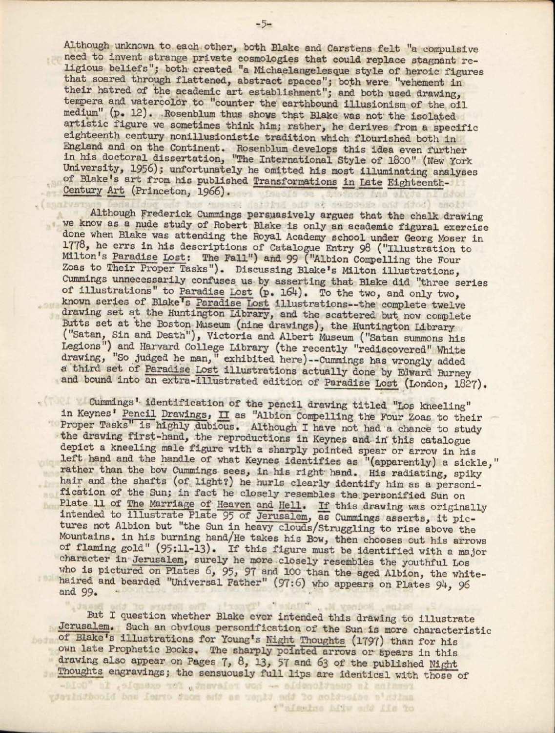Although unknown to each other, both Blake and Carstens felt "a compulsive need to invent strange private cosmologies that could replace stagnant religious beliefs"; both created "a Michaelangelesque style of heroic figures that soared through flattened, abstract spaces"; both were "vehement in their hatred of the academic art establishment"; and both used drawing, tempera and watercolor to "counter the earthbound illusionism of the oil medium" (p. 12). Rosenblum thus shows that Blake was not the isolated artistic figure we sometimes think him; rather, he derives from a specific eighteenth century nonillusionistic tradition which flourished both in England and on the Continent. Rosenblum develops this idea even further in his doctoral dissertation, "The International Style of 1800" (New York University, 1956); unfortunately he omitted his most illuminating analyses of Blake's art from his published Transformations in Late Eighteenth-Century Art (Princeton, 1966).

Although Frederick Cummings persuasively argues that the chalk drawing we know as a nude study of Robert Blake is only an academic figural exercise done when Blake was attending the Royal Academy school under Georg Moser in 1778, he errs in his descriptions of Catalogue Entry 98 ("Illustration to Milton's Paradise Lost: The Fall") and 99 ("Albion Compelling the Four Zoas to Their Proper Tasks"). Discussing Blake's Milton illustrations, Cummings unnecessarily confuses us by asserting that Blake did "three series of illustrations" to Paradise Lost (p. 164). To the two, and only two, known series of Blake's Paradise Lost illustrations--the complete twelve drawing set at the Huntington Library, and the scattered but now complete Butts set at the Boston Museum (nine drawings), the Huntington Library ("Satan, Sin and Death"), Victoria and Albert Museum ("Satan summons his Legions") and Harvard College Library (the recently "rediscovered" White drawing, "So judged he man," exhibited here)--Cummings has wrongly added a third set of Paradise Lost illustrations actually done by Edward Burney and bound into an extra-illustrated edition of Paradise Lost (London, 1827).

Cummings' identification of the pencil drawing titled "Los kneeling" in Keynes' Pencil Drawings, II as "Albion Compelling the Four Zoas to their Proper Tasks" is highly dubious. Although I have not had a chance to study the drawing first-hand, the reproductions in Keynes and in this catalogue depict a kneeling male figure with a sharply pointed spear or arrow in his left hand and the handle of what Keynes identifies as "(apparently) a sickle," rather than the bow Cummings sees, in his right hand. His radiating, spiky hair and the shafts (of light?) he hurls clearly identify him as a personification of the Sun; in fact he closely resembles the personified Sun on Plate 11 of The Marriage of Heaven and Hell. If this drawing was originally intended to illustrate Plate 95 of Jerusalem, as Cummings asserts, it pictures not Albion but "the Sun in heavy clouds/Struggling to rise above the Mountains. in his burning hand/He takes his Bow, then chooses out his arrows of flaming gold" (95:11-13). If this figure must be identified with a major character in Jerusalem, surely he more closely resembles the youthful Los who is pictured on Plates 6, 95, 97 and 100 than the aged Albion, the white-haired and bearded "Universal Father" (97:6) who appears on Plates 94, 96 and 99.

But I question whether Blake ever intended this drawing to illustrate Jerusalem. Such an obvious personification of the Sun is more characteristic of Blake's illustrations for Young's Night Thoughts (1797) than for his own late Prophetic Books. The sharply pointed arrows or spears in this drawing also appear on Pages 7, 8, 13, 57 and 63 of the published Night Thoughts engravings; the sensuously full lips are identical with those of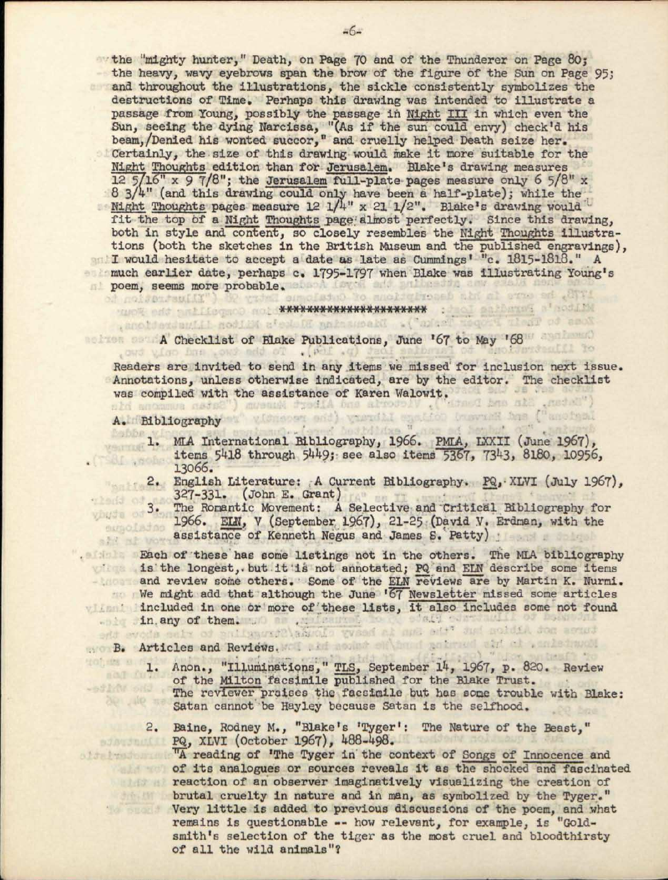the "mighty hunter," Death, on Page 70 and of the Thunderer on Page 80; the heavy, wavy eyebrows span the brow of the figure of the Sun on Page 95; and throughout the illustrations, the sickle consistently symbolizes the destructions of Time. Perhaps this drawing was intended to illustrate a passage from Young, possibly the passage in Night III in which even the Sun, seeing the dying Narcissa, "(As if the sun could envy) check'd his beam,/Denied his wonted succor," and cruelly helped Death seize her. Certainly, the size of this drawing would make it more suitable for the Night Thoughts edition than for Jerusalem. Blake's drawing measures 12 5/16" x 9 7/8"; the Jerusalem full-plate pages measure only 6 5/8" x 8 3/4" (and this drawing could only have been a half-plate); while the Night Thoughts pages measure 12 1/4" x 21 1/2". Blake's drawing would fit the top of a Night Thoughts page almost perfectly. Since this drawing, both in style and content, so closely resembles the Night Thoughts illustrations (both the sketches in the British Museum and the published engravings), I would hesitate to accept a date as late as Cummings' "c. 1815-1818." A much earlier date, perhaps c. 1795-1797 when Blake was illustrating Young's poem, seems more probable.

\*\*\*\*\*\*\*\*\*\*\*\*\*\*\*\*\*\*\*\*\*\*

## A Checklist of Blake Publications, June '67 to May '68

Readers are invited to send in any items we missed for inclusion next issue. Annotations, unless otherwise indicated, are by the editor. The checklist was compiled with the assistance of Karen Walowit.

### A. Bibliography

1. MLA International Bibliography, 1966. PMLA, LXXII (June 1967), items 5418 through 5449; see also items 5367, 7343, 8180, 10956, 13066.
2. English Literature: A Current Bibliography. PQ, XLVI (July 1967), 327-331. (John E. Grant)
3. The Romantic Movement: A Selective and Critical Bibliography for 1966. ELN, V (September 1967), 21-25 (David V. Erdman, with the assistance of Kenneth Negus and James S. Patty)

Each of these has some listings not in the others. The MLA bibliography is the longest, but it is not annotated; PQ and ELN describe some items and review some others. Some of the ELN reviews are by Martin K. Nurmi. We might add that although the June '67 Newsletter missed some articles included in one or more of these lists, it also includes some not found in any of them.

### B. Articles and Reviews.

1. Anon., "Illuminations," TLS, September 14, 1967, p. 820. Review of the Milton facsimile published for the Blake Trust. The reviewer praises the facsimile but has some trouble with Blake: Satan cannot be Hayley because Satan is the selfhood.

2. Baine, Rodney M., "Blake's 'Tyger': The Nature of the Beast," PQ, XLVI (October 1967), 488-498.
"A reading of 'The Tyger in the context of Songs of Innocence and of its analogues or sources reveals it as the shocked and fascinated reaction of an observer imaginatively visualizing the creation of brutal cruelty in nature and in man, as symbolized by the Tyger." Very little is added to previous discussions of the poem, and what remains is questionable -- how relevant, for example, is "Goldsmith's selection of the tiger as the most cruel and bloodthirsty of all the wild animals"?